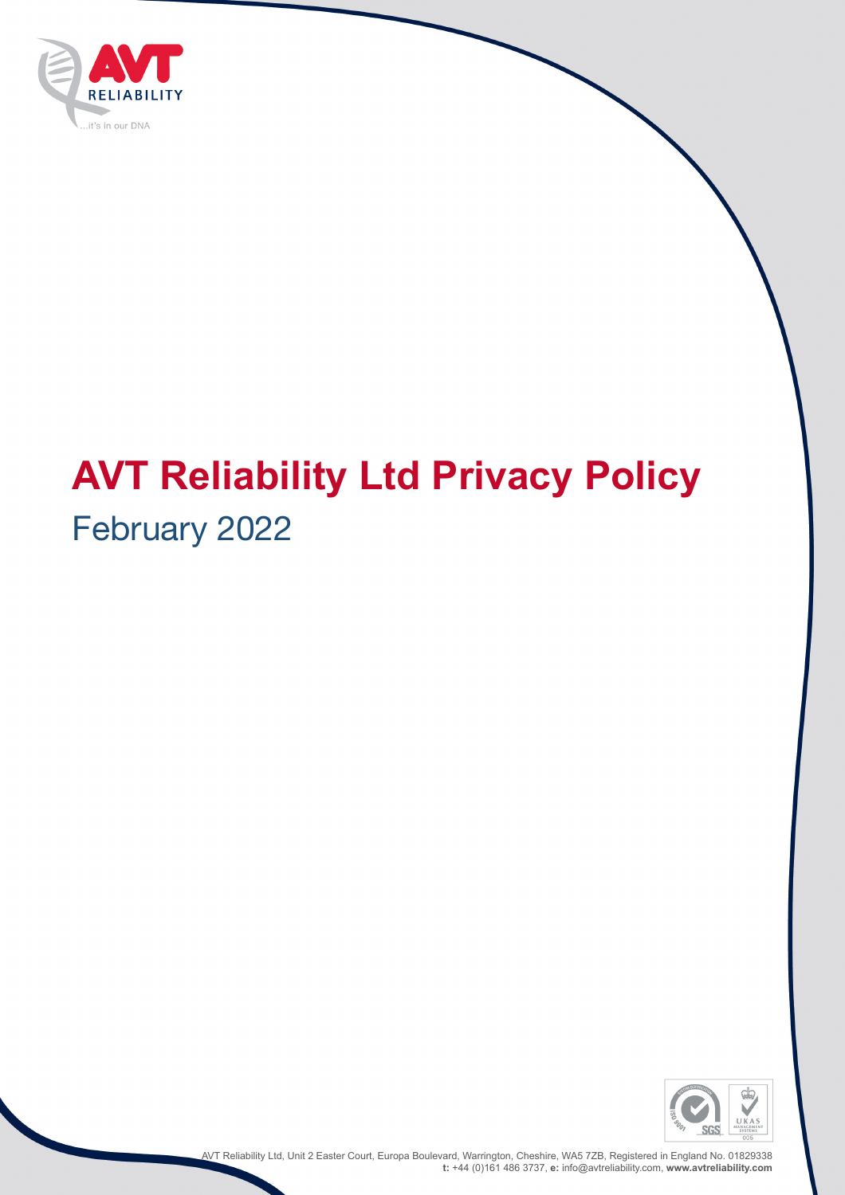# AVT Reliability Ltd Privacy Policy

February 2022

AVT Reliability Ltd, Unit 2 Easter Court, Europa Boulevard, Warrington, Cheshire, WA5 7ZB, Registered in England No. 01829338
**t:** +44 (0)161 486 3737, **e:** info@avtreliability.com, **www.avtreliability.com**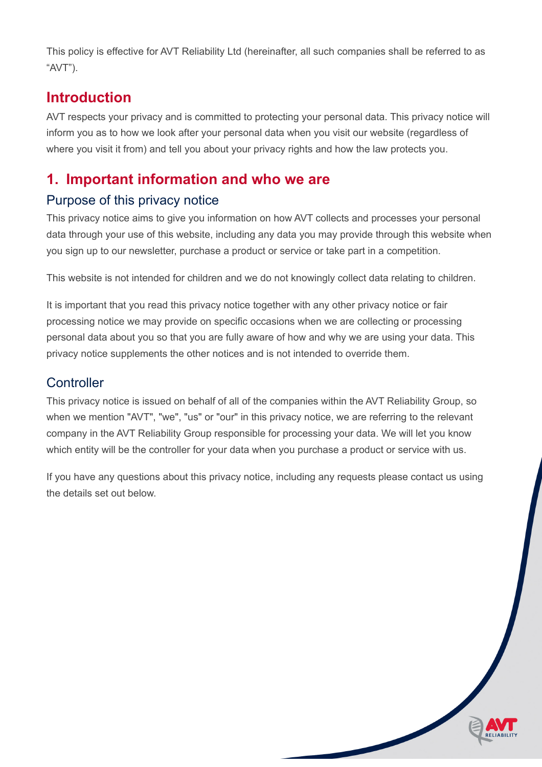This policy is effective for AVT Reliability Ltd (hereinafter, all such companies shall be referred to as “AVT”).

## Introduction

AVT respects your privacy and is committed to protecting your personal data. This privacy notice will inform you as to how we look after your personal data when you visit our website (regardless of where you visit it from) and tell you about your privacy rights and how the law protects you.

## 1. Important information and who we are

### Purpose of this privacy notice

This privacy notice aims to give you information on how AVT collects and processes your personal data through your use of this website, including any data you may provide through this website when you sign up to our newsletter, purchase a product or service or take part in a competition.

This website is not intended for children and we do not knowingly collect data relating to children.

It is important that you read this privacy notice together with any other privacy notice or fair processing notice we may provide on specific occasions when we are collecting or processing personal data about you so that you are fully aware of how and why we are using your data. This privacy notice supplements the other notices and is not intended to override them.

### Controller

This privacy notice is issued on behalf of all of the companies within the AVT Reliability Group, so when we mention "AVT", "we", "us" or "our" in this privacy notice, we are referring to the relevant company in the AVT Reliability Group responsible for processing your data. We will let you know which entity will be the controller for your data when you purchase a product or service with us.

If you have any questions about this privacy notice, including any requests please contact us using the details set out below.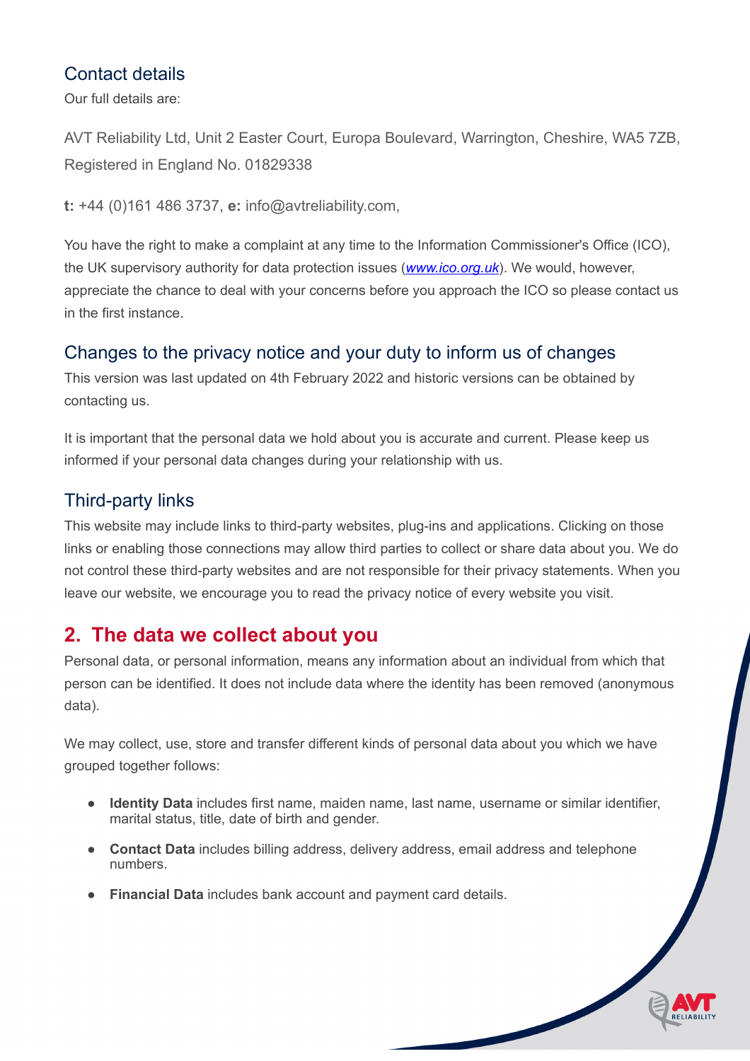### Contact details

Our full details are:

AVT Reliability Ltd, Unit 2 Easter Court, Europa Boulevard, Warrington, Cheshire, WA5 7ZB, Registered in England No. 01829338

**t:** +44 (0)161 486 3737, **e:** info@avtreliability.com,

You have the right to make a complaint at any time to the Information Commissioner's Office (ICO), the UK supervisory authority for data protection issues (*www.ico.org.uk*). We would, however, appreciate the chance to deal with your concerns before you approach the ICO so please contact us in the first instance.

### Changes to the privacy notice and your duty to inform us of changes

This version was last updated on 4th February 2022 and historic versions can be obtained by contacting us.

It is important that the personal data we hold about you is accurate and current. Please keep us informed if your personal data changes during your relationship with us.

### Third-party links

This website may include links to third-party websites, plug-ins and applications. Clicking on those links or enabling those connections may allow third parties to collect or share data about you. We do not control these third-party websites and are not responsible for their privacy statements. When you leave our website, we encourage you to read the privacy notice of every website you visit.

## 2. The data we collect about you

Personal data, or personal information, means any information about an individual from which that person can be identified. It does not include data where the identity has been removed (anonymous data).

We may collect, use, store and transfer different kinds of personal data about you which we have grouped together follows:

- **Identity Data** includes first name, maiden name, last name, username or similar identifier, marital status, title, date of birth and gender.
- **Contact Data** includes billing address, delivery address, email address and telephone numbers.
- **Financial Data** includes bank account and payment card details.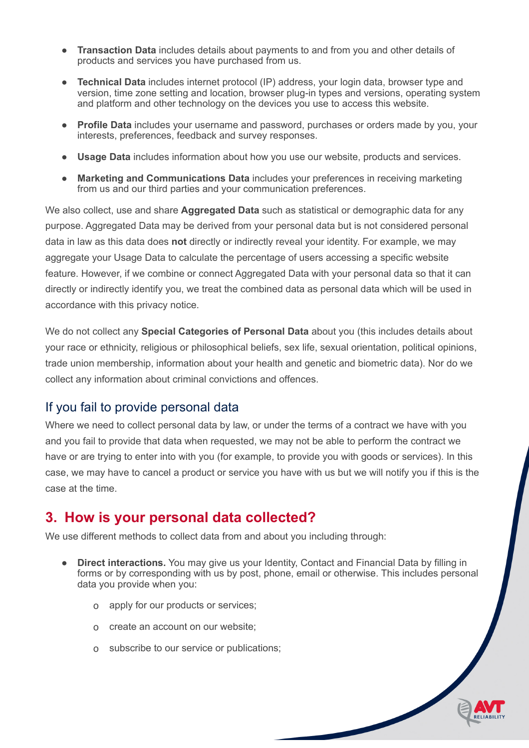- **Transaction Data** includes details about payments to and from you and other details of products and services you have purchased from us.

- **Technical Data** includes internet protocol (IP) address, your login data, browser type and version, time zone setting and location, browser plug-in types and versions, operating system and platform and other technology on the devices you use to access this website.

- **Profile Data** includes your username and password, purchases or orders made by you, your interests, preferences, feedback and survey responses.

- **Usage Data** includes information about how you use our website, products and services.

- **Marketing and Communications Data** includes your preferences in receiving marketing from us and our third parties and your communication preferences.

We also collect, use and share **Aggregated Data** such as statistical or demographic data for any purpose. Aggregated Data may be derived from your personal data but is not considered personal data in law as this data does **not** directly or indirectly reveal your identity. For example, we may aggregate your Usage Data to calculate the percentage of users accessing a specific website feature. However, if we combine or connect Aggregated Data with your personal data so that it can directly or indirectly identify you, we treat the combined data as personal data which will be used in accordance with this privacy notice.

We do not collect any **Special Categories of Personal Data** about you (this includes details about your race or ethnicity, religious or philosophical beliefs, sex life, sexual orientation, political opinions, trade union membership, information about your health and genetic and biometric data). Nor do we collect any information about criminal convictions and offences.

### If you fail to provide personal data

Where we need to collect personal data by law, or under the terms of a contract we have with you and you fail to provide that data when requested, we may not be able to perform the contract we have or are trying to enter into with you (for example, to provide you with goods or services). In this case, we may have to cancel a product or service you have with us but we will notify you if this is the case at the time.

## 3. How is your personal data collected?

We use different methods to collect data from and about you including through:

- **Direct interactions.** You may give us your Identity, Contact and Financial Data by filling in forms or by corresponding with us by post, phone, email or otherwise. This includes personal data you provide when you:
  - apply for our products or services;
  - create an account on our website;
  - subscribe to our service or publications;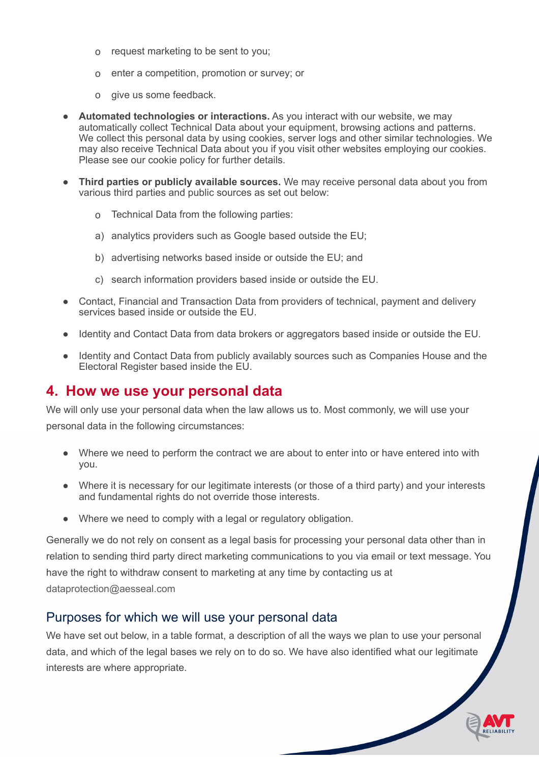- request marketing to be sent to you;
   - enter a competition, promotion or survey; or
   - give us some feedback.

- **Automated technologies or interactions.** As you interact with our website, we may automatically collect Technical Data about your equipment, browsing actions and patterns. We collect this personal data by using cookies, server logs and other similar technologies. We may also receive Technical Data about you if you visit other websites employing our cookies. Please see our cookie policy for further details.

- **Third parties or publicly available sources.** We may receive personal data about you from various third parties and public sources as set out below:

   - Technical Data from the following parties:

   a) analytics providers such as Google based outside the EU;

   b) advertising networks based inside or outside the EU; and

   c) search information providers based inside or outside the EU.

- Contact, Financial and Transaction Data from providers of technical, payment and delivery services based inside or outside the EU.

- Identity and Contact Data from data brokers or aggregators based inside or outside the EU.

- Identity and Contact Data from publicly availably sources such as Companies House and the Electoral Register based inside the EU.

## 4. How we use your personal data

We will only use your personal data when the law allows us to. Most commonly, we will use your personal data in the following circumstances:

- Where we need to perform the contract we are about to enter into or have entered into with you.

- Where it is necessary for our legitimate interests (or those of a third party) and your interests and fundamental rights do not override those interests.

- Where we need to comply with a legal or regulatory obligation.

Generally we do not rely on consent as a legal basis for processing your personal data other than in relation to sending third party direct marketing communications to you via email or text message. You have the right to withdraw consent to marketing at any time by contacting us at dataprotection@aesseal.com

### Purposes for which we will use your personal data

We have set out below, in a table format, a description of all the ways we plan to use your personal data, and which of the legal bases we rely on to do so. We have also identified what our legitimate interests are where appropriate.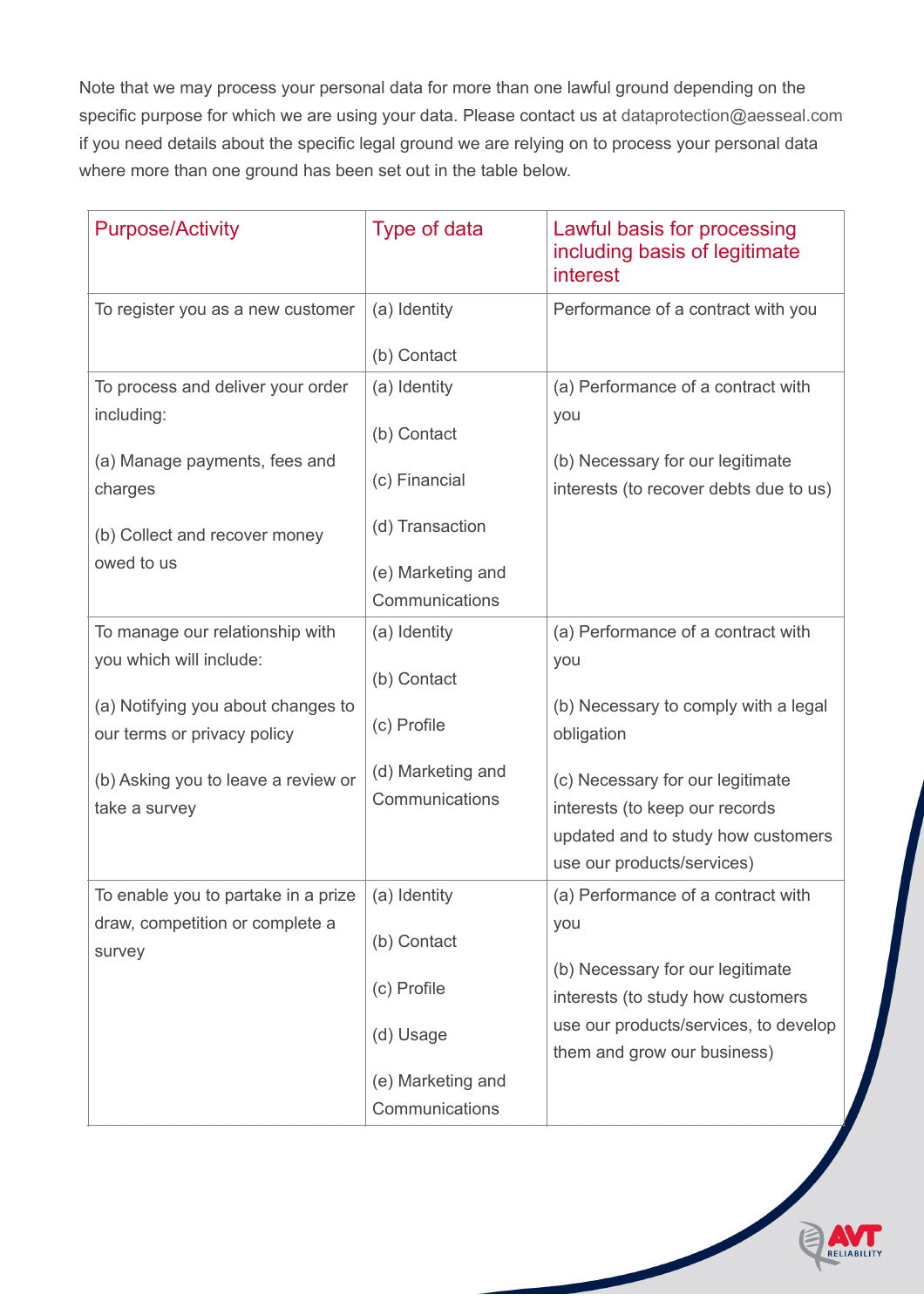Note that we may process your personal data for more than one lawful ground depending on the specific purpose for which we are using your data. Please contact us at dataprotection@aesseal.com if you need details about the specific legal ground we are relying on to process your personal data where more than one ground has been set out in the table below.

| Purpose/Activity | Type of data | Lawful basis for processing including basis of legitimate interest |
|---|---|---|
| To register you as a new customer | (a) Identity<br><br>(b) Contact | Performance of a contract with you |
| To process and deliver your order including:<br><br>(a) Manage payments, fees and charges<br><br>(b) Collect and recover money owed to us | (a) Identity<br><br>(b) Contact<br><br>(c) Financial<br><br>(d) Transaction<br><br>(e) Marketing and Communications | (a) Performance of a contract with you<br><br>(b) Necessary for our legitimate interests (to recover debts due to us) |
| To manage our relationship with you which will include:<br><br>(a) Notifying you about changes to our terms or privacy policy<br><br>(b) Asking you to leave a review or take a survey | (a) Identity<br><br>(b) Contact<br><br>(c) Profile<br><br>(d) Marketing and Communications | (a) Performance of a contract with you<br><br>(b) Necessary to comply with a legal obligation<br><br>(c) Necessary for our legitimate interests (to keep our records updated and to study how customers use our products/services) |
| To enable you to partake in a prize draw, competition or complete a survey | (a) Identity<br><br>(b) Contact<br><br>(c) Profile<br><br>(d) Usage<br><br>(e) Marketing and Communications | (a) Performance of a contract with you<br><br>(b) Necessary for our legitimate interests (to study how customers use our products/services, to develop them and grow our business) |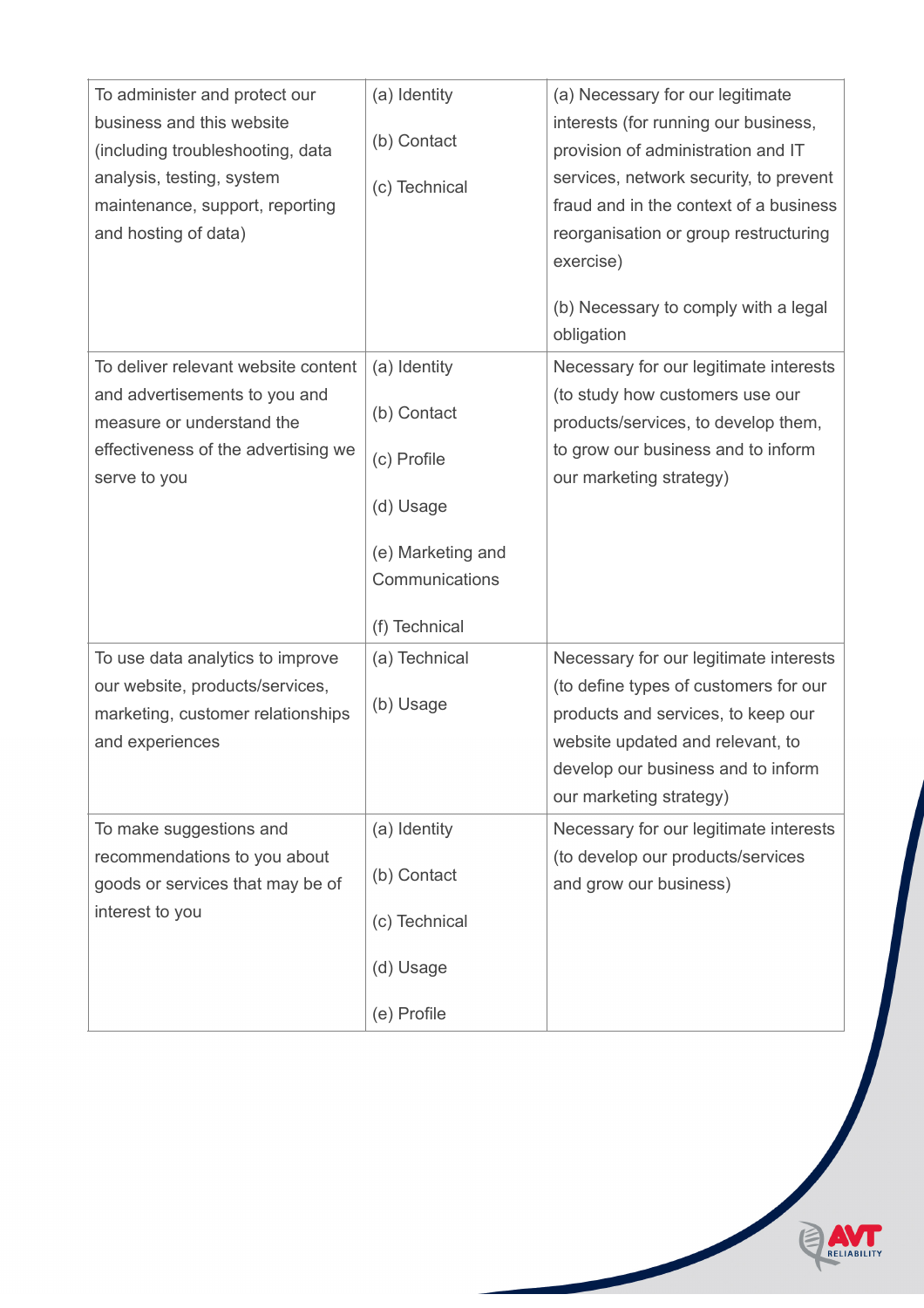| | | |
|---|---|---|
| To administer and protect our business and this website (including troubleshooting, data analysis, testing, system maintenance, support, reporting and hosting of data) | (a) Identity<br><br>(b) Contact<br><br>(c) Technical | (a) Necessary for our legitimate interests (for running our business, provision of administration and IT services, network security, to prevent fraud and in the context of a business reorganisation or group restructuring exercise)<br><br>(b) Necessary to comply with a legal obligation |
| To deliver relevant website content and advertisements to you and measure or understand the effectiveness of the advertising we serve to you | (a) Identity<br><br>(b) Contact<br><br>(c) Profile<br><br>(d) Usage<br><br>(e) Marketing and Communications<br><br>(f) Technical | Necessary for our legitimate interests (to study how customers use our products/services, to develop them, to grow our business and to inform our marketing strategy) |
| To use data analytics to improve our website, products/services, marketing, customer relationships and experiences | (a) Technical<br><br>(b) Usage | Necessary for our legitimate interests (to define types of customers for our products and services, to keep our website updated and relevant, to develop our business and to inform our marketing strategy) |
| To make suggestions and recommendations to you about goods or services that may be of interest to you | (a) Identity<br><br>(b) Contact<br><br>(c) Technical<br><br>(d) Usage<br><br>(e) Profile | Necessary for our legitimate interests (to develop our products/services and grow our business) |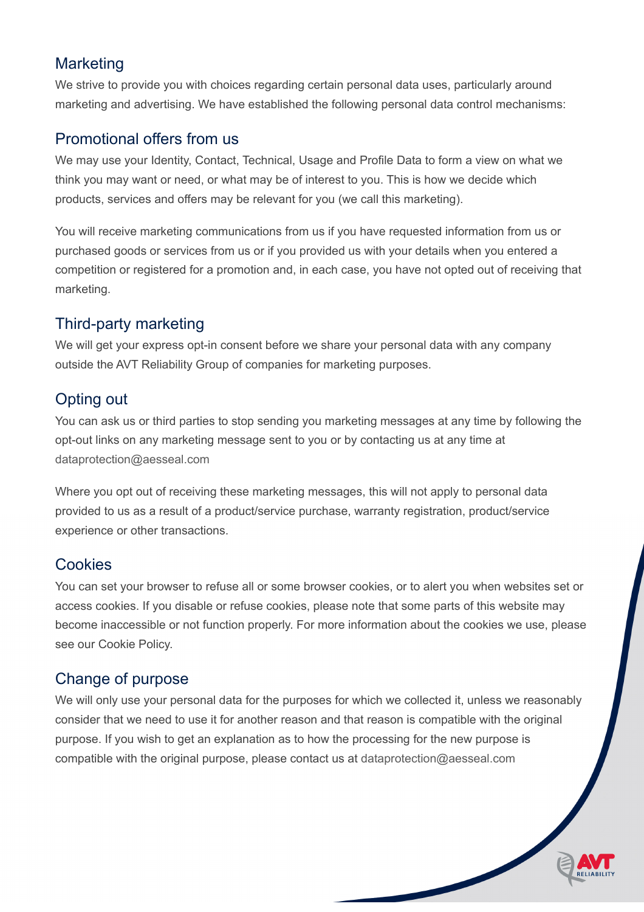## Marketing

We strive to provide you with choices regarding certain personal data uses, particularly around marketing and advertising. We have established the following personal data control mechanisms:

## Promotional offers from us

We may use your Identity, Contact, Technical, Usage and Profile Data to form a view on what we think you may want or need, or what may be of interest to you. This is how we decide which products, services and offers may be relevant for you (we call this marketing).

You will receive marketing communications from us if you have requested information from us or purchased goods or services from us or if you provided us with your details when you entered a competition or registered for a promotion and, in each case, you have not opted out of receiving that marketing.

## Third-party marketing

We will get your express opt-in consent before we share your personal data with any company outside the AVT Reliability Group of companies for marketing purposes.

## Opting out

You can ask us or third parties to stop sending you marketing messages at any time by following the opt-out links on any marketing message sent to you or by contacting us at any time at dataprotection@aesseal.com

Where you opt out of receiving these marketing messages, this will not apply to personal data provided to us as a result of a product/service purchase, warranty registration, product/service experience or other transactions.

## Cookies

You can set your browser to refuse all or some browser cookies, or to alert you when websites set or access cookies. If you disable or refuse cookies, please note that some parts of this website may become inaccessible or not function properly. For more information about the cookies we use, please see our Cookie Policy.

## Change of purpose

We will only use your personal data for the purposes for which we collected it, unless we reasonably consider that we need to use it for another reason and that reason is compatible with the original purpose. If you wish to get an explanation as to how the processing for the new purpose is compatible with the original purpose, please contact us at dataprotection@aesseal.com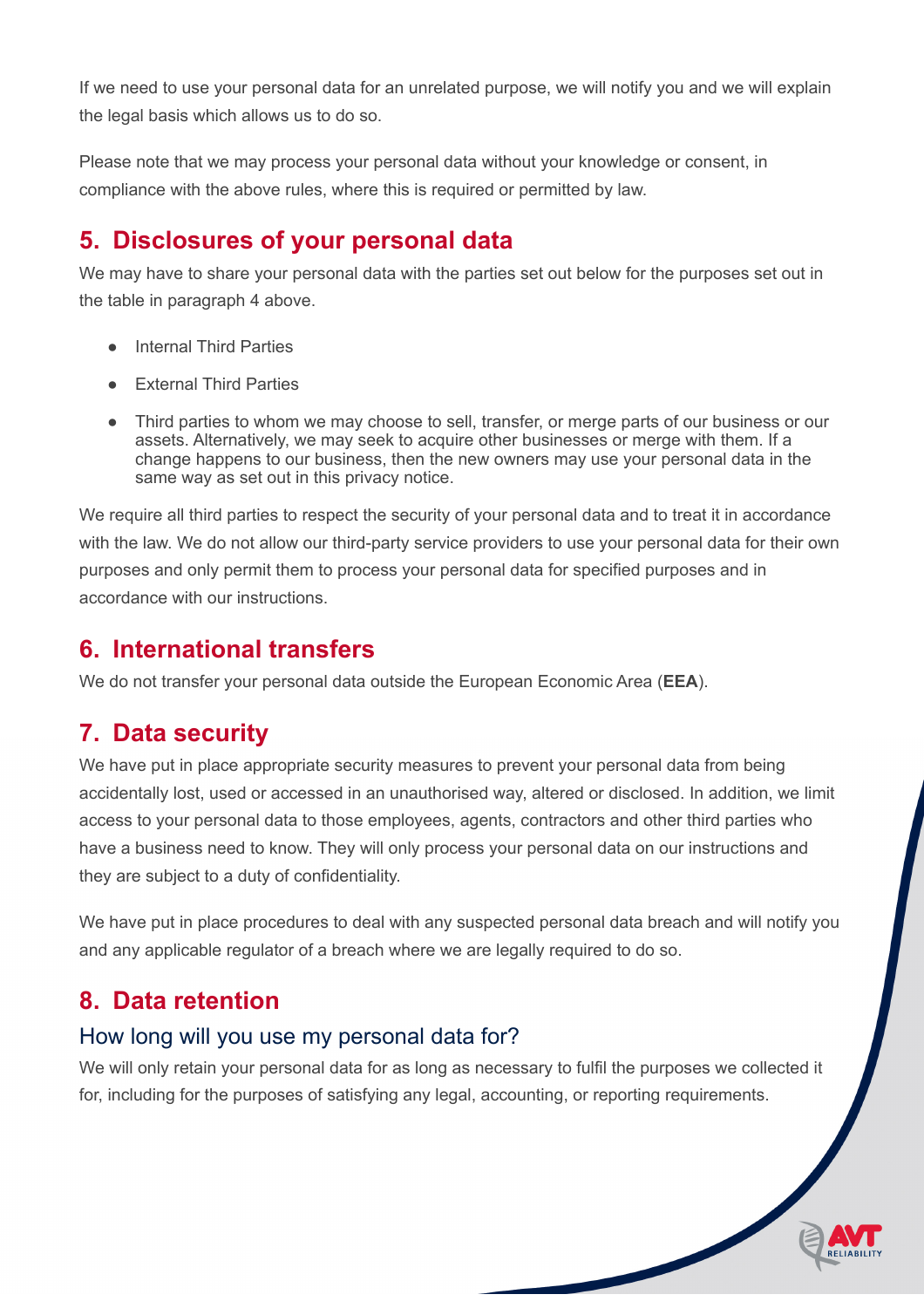If we need to use your personal data for an unrelated purpose, we will notify you and we will explain the legal basis which allows us to do so.

Please note that we may process your personal data without your knowledge or consent, in compliance with the above rules, where this is required or permitted by law.

## 5. Disclosures of your personal data

We may have to share your personal data with the parties set out below for the purposes set out in the table in paragraph 4 above.

- Internal Third Parties
- External Third Parties
- Third parties to whom we may choose to sell, transfer, or merge parts of our business or our assets. Alternatively, we may seek to acquire other businesses or merge with them. If a change happens to our business, then the new owners may use your personal data in the same way as set out in this privacy notice.

We require all third parties to respect the security of your personal data and to treat it in accordance with the law. We do not allow our third-party service providers to use your personal data for their own purposes and only permit them to process your personal data for specified purposes and in accordance with our instructions.

## 6. International transfers

We do not transfer your personal data outside the European Economic Area (**EEA**).

## 7. Data security

We have put in place appropriate security measures to prevent your personal data from being accidentally lost, used or accessed in an unauthorised way, altered or disclosed. In addition, we limit access to your personal data to those employees, agents, contractors and other third parties who have a business need to know. They will only process your personal data on our instructions and they are subject to a duty of confidentiality.

We have put in place procedures to deal with any suspected personal data breach and will notify you and any applicable regulator of a breach where we are legally required to do so.

## 8. Data retention

### How long will you use my personal data for?

We will only retain your personal data for as long as necessary to fulfil the purposes we collected it for, including for the purposes of satisfying any legal, accounting, or reporting requirements.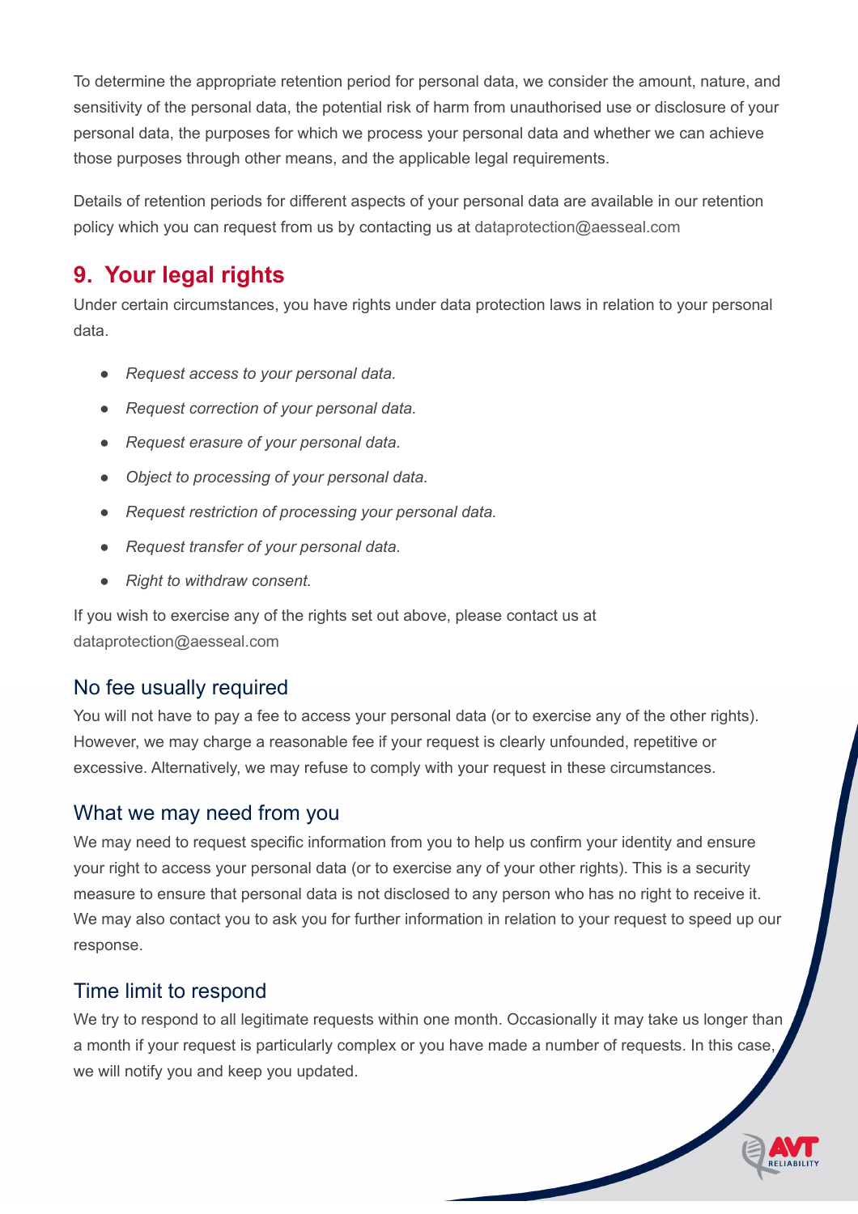To determine the appropriate retention period for personal data, we consider the amount, nature, and sensitivity of the personal data, the potential risk of harm from unauthorised use or disclosure of your personal data, the purposes for which we process your personal data and whether we can achieve those purposes through other means, and the applicable legal requirements.

Details of retention periods for different aspects of your personal data are available in our retention policy which you can request from us by contacting us at dataprotection@aesseal.com

## 9. Your legal rights

Under certain circumstances, you have rights under data protection laws in relation to your personal data.

- *Request access to your personal data.*
- *Request correction of your personal data.*
- *Request erasure of your personal data.*
- *Object to processing of your personal data.*
- *Request restriction of processing your personal data.*
- *Request transfer of your personal data.*
- *Right to withdraw consent.*

If you wish to exercise any of the rights set out above, please contact us at dataprotection@aesseal.com

### No fee usually required

You will not have to pay a fee to access your personal data (or to exercise any of the other rights). However, we may charge a reasonable fee if your request is clearly unfounded, repetitive or excessive. Alternatively, we may refuse to comply with your request in these circumstances.

### What we may need from you

We may need to request specific information from you to help us confirm your identity and ensure your right to access your personal data (or to exercise any of your other rights). This is a security measure to ensure that personal data is not disclosed to any person who has no right to receive it. We may also contact you to ask you for further information in relation to your request to speed up our response.

### Time limit to respond

We try to respond to all legitimate requests within one month. Occasionally it may take us longer than a month if your request is particularly complex or you have made a number of requests. In this case, we will notify you and keep you updated.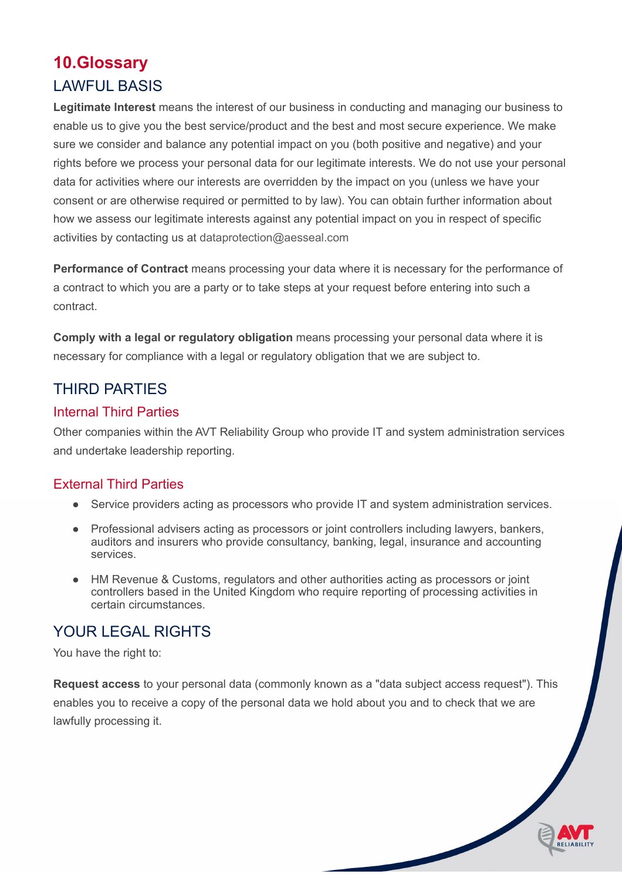# 10.Glossary

## LAWFUL BASIS

**Legitimate Interest** means the interest of our business in conducting and managing our business to enable us to give you the best service/product and the best and most secure experience. We make sure we consider and balance any potential impact on you (both positive and negative) and your rights before we process your personal data for our legitimate interests. We do not use your personal data for activities where our interests are overridden by the impact on you (unless we have your consent or are otherwise required or permitted to by law). You can obtain further information about how we assess our legitimate interests against any potential impact on you in respect of specific activities by contacting us at dataprotection@aesseal.com

**Performance of Contract** means processing your data where it is necessary for the performance of a contract to which you are a party or to take steps at your request before entering into such a contract.

**Comply with a legal or regulatory obligation** means processing your personal data where it is necessary for compliance with a legal or regulatory obligation that we are subject to.

## THIRD PARTIES

### Internal Third Parties

Other companies within the AVT Reliability Group who provide IT and system administration services and undertake leadership reporting.

### External Third Parties

- Service providers acting as processors who provide IT and system administration services.
- Professional advisers acting as processors or joint controllers including lawyers, bankers, auditors and insurers who provide consultancy, banking, legal, insurance and accounting services.
- HM Revenue & Customs, regulators and other authorities acting as processors or joint controllers based in the United Kingdom who require reporting of processing activities in certain circumstances.

## YOUR LEGAL RIGHTS

You have the right to:

**Request access** to your personal data (commonly known as a "data subject access request"). This enables you to receive a copy of the personal data we hold about you and to check that we are lawfully processing it.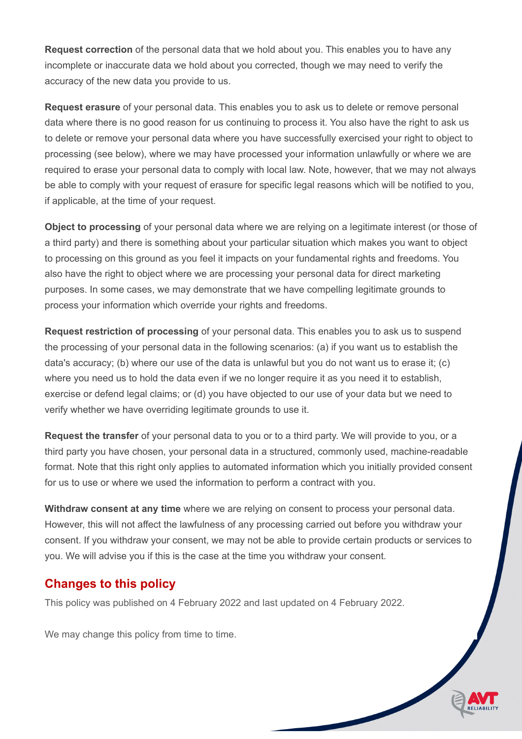**Request correction** of the personal data that we hold about you. This enables you to have any incomplete or inaccurate data we hold about you corrected, though we may need to verify the accuracy of the new data you provide to us.

**Request erasure** of your personal data. This enables you to ask us to delete or remove personal data where there is no good reason for us continuing to process it. You also have the right to ask us to delete or remove your personal data where you have successfully exercised your right to object to processing (see below), where we may have processed your information unlawfully or where we are required to erase your personal data to comply with local law. Note, however, that we may not always be able to comply with your request of erasure for specific legal reasons which will be notified to you, if applicable, at the time of your request.

**Object to processing** of your personal data where we are relying on a legitimate interest (or those of a third party) and there is something about your particular situation which makes you want to object to processing on this ground as you feel it impacts on your fundamental rights and freedoms. You also have the right to object where we are processing your personal data for direct marketing purposes. In some cases, we may demonstrate that we have compelling legitimate grounds to process your information which override your rights and freedoms.

**Request restriction of processing** of your personal data. This enables you to ask us to suspend the processing of your personal data in the following scenarios: (a) if you want us to establish the data's accuracy; (b) where our use of the data is unlawful but you do not want us to erase it; (c) where you need us to hold the data even if we no longer require it as you need it to establish, exercise or defend legal claims; or (d) you have objected to our use of your data but we need to verify whether we have overriding legitimate grounds to use it.

**Request the transfer** of your personal data to you or to a third party. We will provide to you, or a third party you have chosen, your personal data in a structured, commonly used, machine-readable format. Note that this right only applies to automated information which you initially provided consent for us to use or where we used the information to perform a contract with you.

**Withdraw consent at any time** where we are relying on consent to process your personal data. However, this will not affect the lawfulness of any processing carried out before you withdraw your consent. If you withdraw your consent, we may not be able to provide certain products or services to you. We will advise you if this is the case at the time you withdraw your consent.

## Changes to this policy

This policy was published on 4 February 2022 and last updated on 4 February 2022.

We may change this policy from time to time.